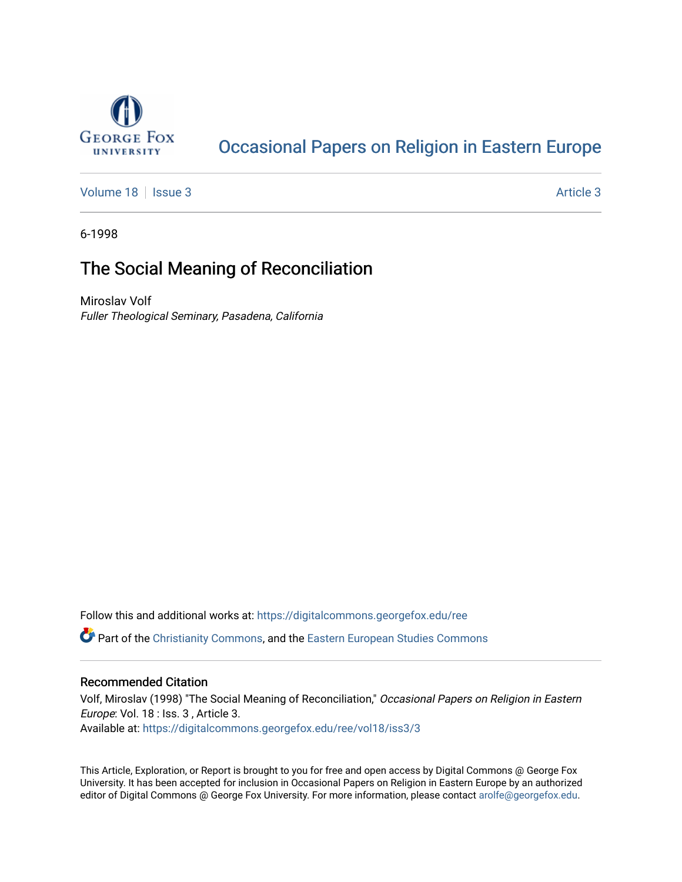George Fox University

# Occasional Papers on Religion in Eastern Europe

Volume 18 | Issue 3 | Article 3

6-1998

## The Social Meaning of Reconciliation

Miroslav Volf
*Fuller Theological Seminary, Pasadena, California*

Follow this and additional works at: https://digitalcommons.georgefox.edu/ree

Part of the Christianity Commons, and the Eastern European Studies Commons

### Recommended Citation

Volf, Miroslav (1998) "The Social Meaning of Reconciliation," *Occasional Papers on Religion in Eastern Europe*: Vol. 18 : Iss. 3 , Article 3.
Available at: https://digitalcommons.georgefox.edu/ree/vol18/iss3/3

This Article, Exploration, or Report is brought to you for free and open access by Digital Commons @ George Fox University. It has been accepted for inclusion in Occasional Papers on Religion in Eastern Europe by an authorized editor of Digital Commons @ George Fox University. For more information, please contact arolfe@georgefox.edu.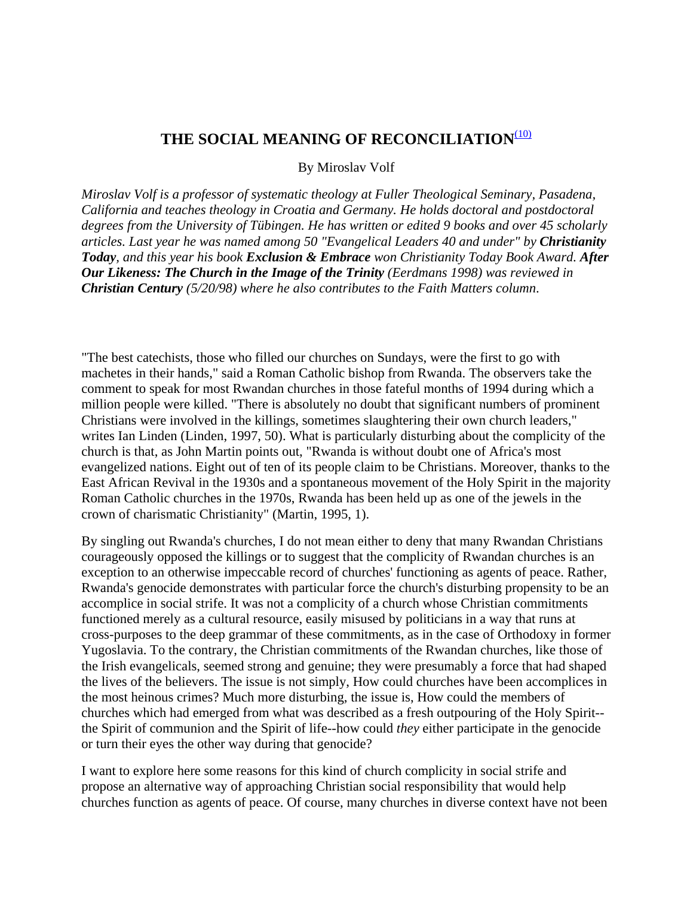# THE SOCIAL MEANING OF RECONCILIATION[(10)]

By Miroslav Volf

*Miroslav Volf is a professor of systematic theology at Fuller Theological Seminary, Pasadena, California and teaches theology in Croatia and Germany. He holds doctoral and postdoctoral degrees from the University of Tübingen. He has written or edited 9 books and over 45 scholarly articles. Last year he was named among 50 "Evangelical Leaders 40 and under" by* ***Christianity Today****, and this year his book* ***Exclusion & Embrace*** *won Christianity Today Book Award.* ***After Our Likeness: The Church in the Image of the Trinity*** *(Eerdmans 1998) was reviewed in* ***Christian Century*** *(5/20/98) where he also contributes to the Faith Matters column.*

"The best catechists, those who filled our churches on Sundays, were the first to go with machetes in their hands," said a Roman Catholic bishop from Rwanda. The observers take the comment to speak for most Rwandan churches in those fateful months of 1994 during which a million people were killed. "There is absolutely no doubt that significant numbers of prominent Christians were involved in the killings, sometimes slaughtering their own church leaders," writes Ian Linden (Linden, 1997, 50). What is particularly disturbing about the complicity of the church is that, as John Martin points out, "Rwanda is without doubt one of Africa's most evangelized nations. Eight out of ten of its people claim to be Christians. Moreover, thanks to the East African Revival in the 1930s and a spontaneous movement of the Holy Spirit in the majority Roman Catholic churches in the 1970s, Rwanda has been held up as one of the jewels in the crown of charismatic Christianity" (Martin, 1995, 1).

By singling out Rwanda's churches, I do not mean either to deny that many Rwandan Christians courageously opposed the killings or to suggest that the complicity of Rwandan churches is an exception to an otherwise impeccable record of churches' functioning as agents of peace. Rather, Rwanda's genocide demonstrates with particular force the church's disturbing propensity to be an accomplice in social strife. It was not a complicity of a church whose Christian commitments functioned merely as a cultural resource, easily misused by politicians in a way that runs at cross-purposes to the deep grammar of these commitments, as in the case of Orthodoxy in former Yugoslavia. To the contrary, the Christian commitments of the Rwandan churches, like those of the Irish evangelicals, seemed strong and genuine; they were presumably a force that had shaped the lives of the believers. The issue is not simply, How could churches have been accomplices in the most heinous crimes? Much more disturbing, the issue is, How could the members of churches which had emerged from what was described as a fresh outpouring of the Holy Spirit--the Spirit of communion and the Spirit of life--how could *they* either participate in the genocide or turn their eyes the other way during that genocide?

I want to explore here some reasons for this kind of church complicity in social strife and propose an alternative way of approaching Christian social responsibility that would help churches function as agents of peace. Of course, many churches in diverse context have not been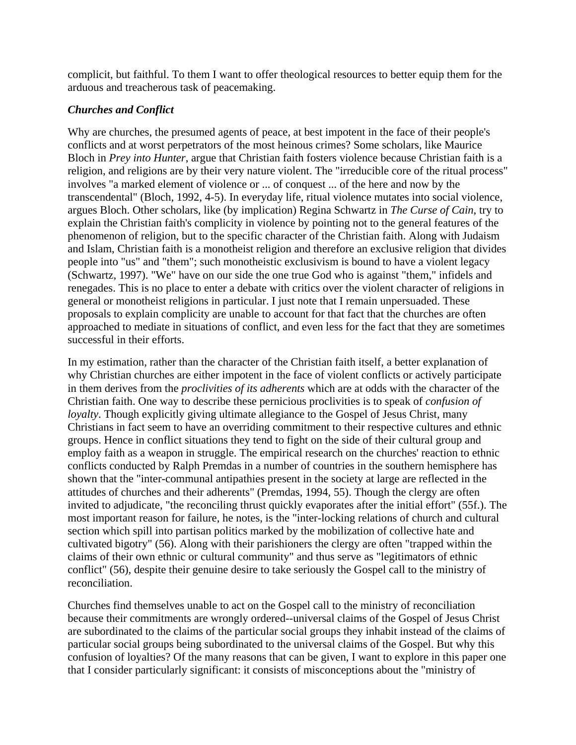complicit, but faithful. To them I want to offer theological resources to better equip them for the arduous and treacherous task of peacemaking.

### *Churches and Conflict*

Why are churches, the presumed agents of peace, at best impotent in the face of their people's conflicts and at worst perpetrators of the most heinous crimes? Some scholars, like Maurice Bloch in *Prey into Hunter*, argue that Christian faith fosters violence because Christian faith is a religion, and religions are by their very nature violent. The "irreducible core of the ritual process" involves "a marked element of violence or ... of conquest ... of the here and now by the transcendental" (Bloch, 1992, 4-5). In everyday life, ritual violence mutates into social violence, argues Bloch. Other scholars, like (by implication) Regina Schwartz in *The Curse of Cain*, try to explain the Christian faith's complicity in violence by pointing not to the general features of the phenomenon of religion, but to the specific character of the Christian faith. Along with Judaism and Islam, Christian faith is a monotheist religion and therefore an exclusive religion that divides people into "us" and "them"; such monotheistic exclusivism is bound to have a violent legacy (Schwartz, 1997). "We" have on our side the one true God who is against "them," infidels and renegades. This is no place to enter a debate with critics over the violent character of religions in general or monotheist religions in particular. I just note that I remain unpersuaded. These proposals to explain complicity are unable to account for that fact that the churches are often approached to mediate in situations of conflict, and even less for the fact that they are sometimes successful in their efforts.

In my estimation, rather than the character of the Christian faith itself, a better explanation of why Christian churches are either impotent in the face of violent conflicts or actively participate in them derives from the *proclivities of its adherents* which are at odds with the character of the Christian faith. One way to describe these pernicious proclivities is to speak of *confusion of loyalty*. Though explicitly giving ultimate allegiance to the Gospel of Jesus Christ, many Christians in fact seem to have an overriding commitment to their respective cultures and ethnic groups. Hence in conflict situations they tend to fight on the side of their cultural group and employ faith as a weapon in struggle. The empirical research on the churches' reaction to ethnic conflicts conducted by Ralph Premdas in a number of countries in the southern hemisphere has shown that the "inter-communal antipathies present in the society at large are reflected in the attitudes of churches and their adherents" (Premdas, 1994, 55). Though the clergy are often invited to adjudicate, "the reconciling thrust quickly evaporates after the initial effort" (55f.). The most important reason for failure, he notes, is the "inter-locking relations of church and cultural section which spill into partisan politics marked by the mobilization of collective hate and cultivated bigotry" (56). Along with their parishioners the clergy are often "trapped within the claims of their own ethnic or cultural community" and thus serve as "legitimators of ethnic conflict" (56), despite their genuine desire to take seriously the Gospel call to the ministry of reconciliation.

Churches find themselves unable to act on the Gospel call to the ministry of reconciliation because their commitments are wrongly ordered--universal claims of the Gospel of Jesus Christ are subordinated to the claims of the particular social groups they inhabit instead of the claims of particular social groups being subordinated to the universal claims of the Gospel. But why this confusion of loyalties? Of the many reasons that can be given, I want to explore in this paper one that I consider particularly significant: it consists of misconceptions about the "ministry of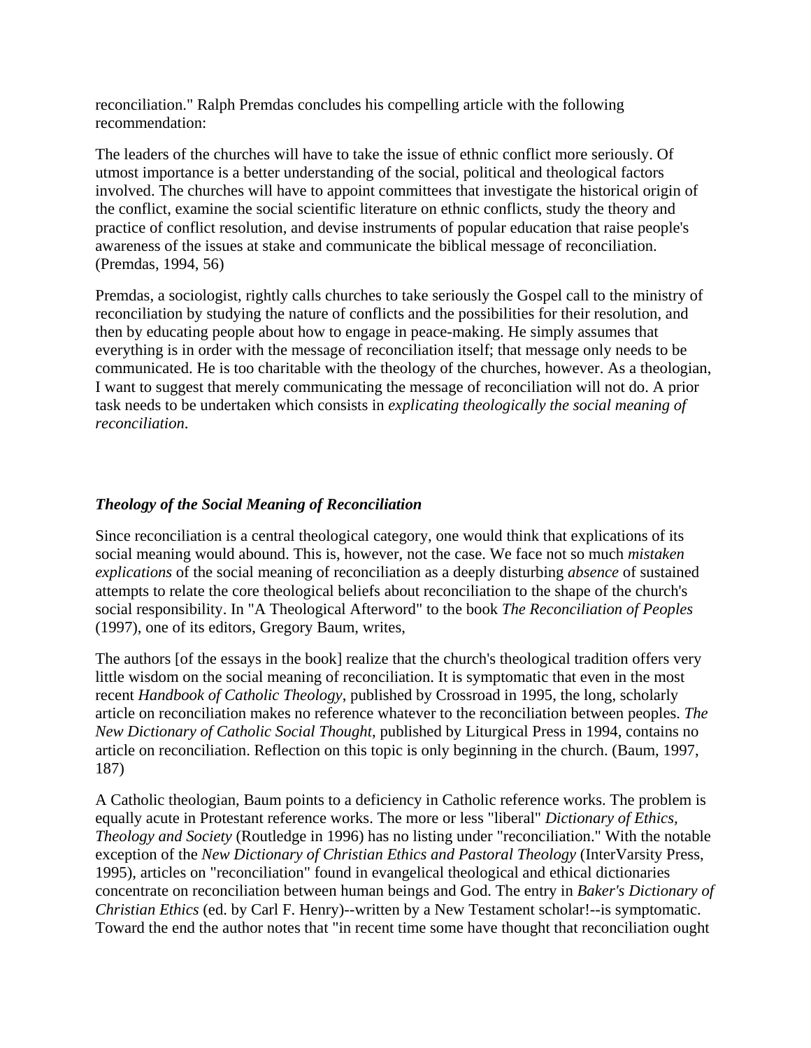reconciliation." Ralph Premdas concludes his compelling article with the following recommendation:

The leaders of the churches will have to take the issue of ethnic conflict more seriously. Of utmost importance is a better understanding of the social, political and theological factors involved. The churches will have to appoint committees that investigate the historical origin of the conflict, examine the social scientific literature on ethnic conflicts, study the theory and practice of conflict resolution, and devise instruments of popular education that raise people's awareness of the issues at stake and communicate the biblical message of reconciliation. (Premdas, 1994, 56)

Premdas, a sociologist, rightly calls churches to take seriously the Gospel call to the ministry of reconciliation by studying the nature of conflicts and the possibilities for their resolution, and then by educating people about how to engage in peace-making. He simply assumes that everything is in order with the message of reconciliation itself; that message only needs to be communicated. He is too charitable with the theology of the churches, however. As a theologian, I want to suggest that merely communicating the message of reconciliation will not do. A prior task needs to be undertaken which consists in *explicating theologically the social meaning of reconciliation*.

### *Theology of the Social Meaning of Reconciliation*

Since reconciliation is a central theological category, one would think that explications of its social meaning would abound. This is, however, not the case. We face not so much *mistaken explications* of the social meaning of reconciliation as a deeply disturbing *absence* of sustained attempts to relate the core theological beliefs about reconciliation to the shape of the church's social responsibility. In "A Theological Afterword" to the book *The Reconciliation of Peoples* (1997), one of its editors, Gregory Baum, writes,

The authors [of the essays in the book] realize that the church's theological tradition offers very little wisdom on the social meaning of reconciliation. It is symptomatic that even in the most recent *Handbook of Catholic Theology*, published by Crossroad in 1995, the long, scholarly article on reconciliation makes no reference whatever to the reconciliation between peoples. *The New Dictionary of Catholic Social Thought*, published by Liturgical Press in 1994, contains no article on reconciliation. Reflection on this topic is only beginning in the church. (Baum, 1997, 187)

A Catholic theologian, Baum points to a deficiency in Catholic reference works. The problem is equally acute in Protestant reference works. The more or less "liberal" *Dictionary of Ethics, Theology and Society* (Routledge in 1996) has no listing under "reconciliation." With the notable exception of the *New Dictionary of Christian Ethics and Pastoral Theology* (InterVarsity Press, 1995), articles on "reconciliation" found in evangelical theological and ethical dictionaries concentrate on reconciliation between human beings and God. The entry in *Baker's Dictionary of Christian Ethics* (ed. by Carl F. Henry)--written by a New Testament scholar!--is symptomatic. Toward the end the author notes that "in recent time some have thought that reconciliation ought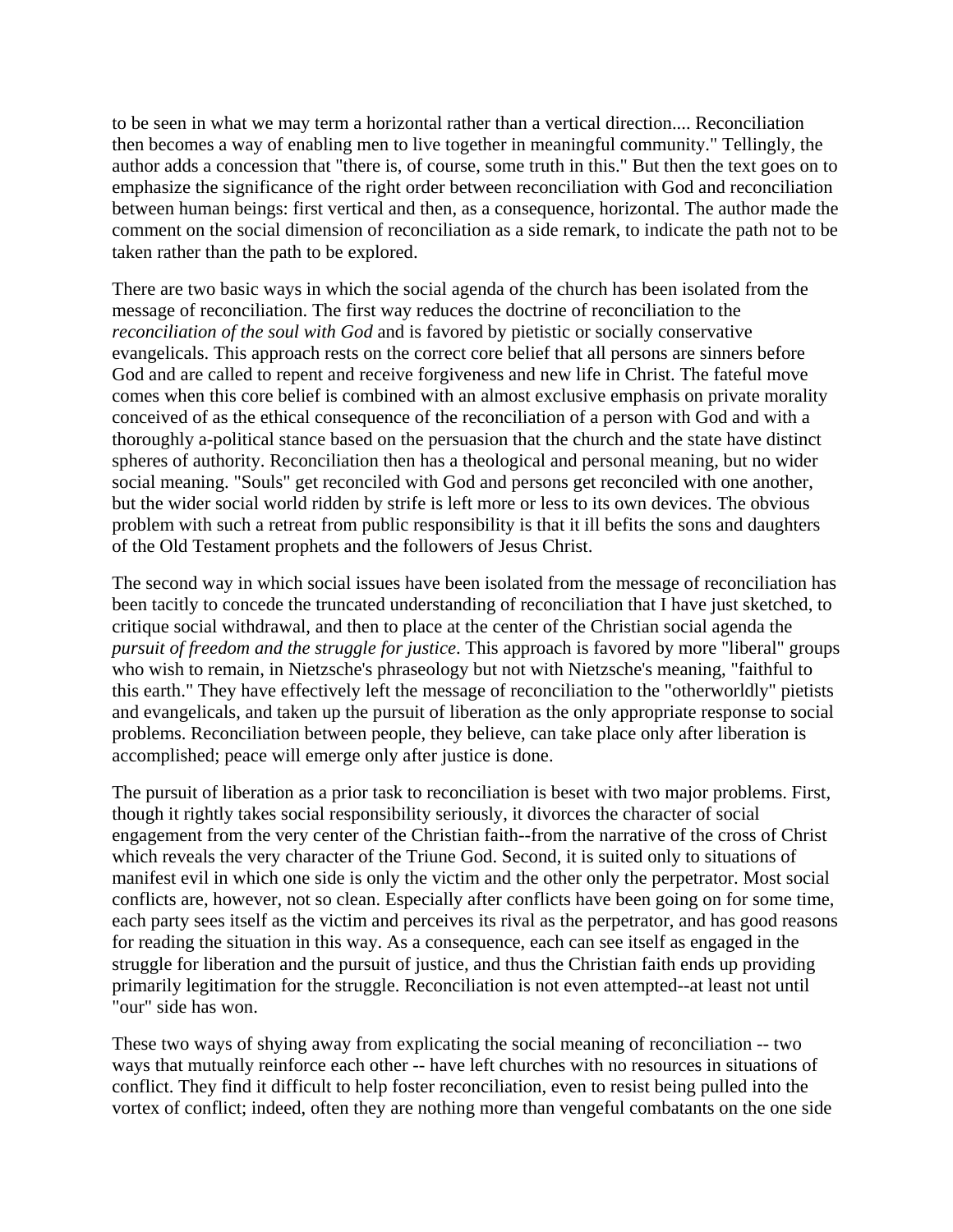to be seen in what we may term a horizontal rather than a vertical direction.... Reconciliation then becomes a way of enabling men to live together in meaningful community." Tellingly, the author adds a concession that "there is, of course, some truth in this." But then the text goes on to emphasize the significance of the right order between reconciliation with God and reconciliation between human beings: first vertical and then, as a consequence, horizontal. The author made the comment on the social dimension of reconciliation as a side remark, to indicate the path not to be taken rather than the path to be explored.

There are two basic ways in which the social agenda of the church has been isolated from the message of reconciliation. The first way reduces the doctrine of reconciliation to the *reconciliation of the soul with God* and is favored by pietistic or socially conservative evangelicals. This approach rests on the correct core belief that all persons are sinners before God and are called to repent and receive forgiveness and new life in Christ. The fateful move comes when this core belief is combined with an almost exclusive emphasis on private morality conceived of as the ethical consequence of the reconciliation of a person with God and with a thoroughly a-political stance based on the persuasion that the church and the state have distinct spheres of authority. Reconciliation then has a theological and personal meaning, but no wider social meaning. "Souls" get reconciled with God and persons get reconciled with one another, but the wider social world ridden by strife is left more or less to its own devices. The obvious problem with such a retreat from public responsibility is that it ill befits the sons and daughters of the Old Testament prophets and the followers of Jesus Christ.

The second way in which social issues have been isolated from the message of reconciliation has been tacitly to concede the truncated understanding of reconciliation that I have just sketched, to critique social withdrawal, and then to place at the center of the Christian social agenda the *pursuit of freedom and the struggle for justice*. This approach is favored by more "liberal" groups who wish to remain, in Nietzsche's phraseology but not with Nietzsche's meaning, "faithful to this earth." They have effectively left the message of reconciliation to the "otherworldly" pietists and evangelicals, and taken up the pursuit of liberation as the only appropriate response to social problems. Reconciliation between people, they believe, can take place only after liberation is accomplished; peace will emerge only after justice is done.

The pursuit of liberation as a prior task to reconciliation is beset with two major problems. First, though it rightly takes social responsibility seriously, it divorces the character of social engagement from the very center of the Christian faith--from the narrative of the cross of Christ which reveals the very character of the Triune God. Second, it is suited only to situations of manifest evil in which one side is only the victim and the other only the perpetrator. Most social conflicts are, however, not so clean. Especially after conflicts have been going on for some time, each party sees itself as the victim and perceives its rival as the perpetrator, and has good reasons for reading the situation in this way. As a consequence, each can see itself as engaged in the struggle for liberation and the pursuit of justice, and thus the Christian faith ends up providing primarily legitimation for the struggle. Reconciliation is not even attempted--at least not until "our" side has won.

These two ways of shying away from explicating the social meaning of reconciliation -- two ways that mutually reinforce each other -- have left churches with no resources in situations of conflict. They find it difficult to help foster reconciliation, even to resist being pulled into the vortex of conflict; indeed, often they are nothing more than vengeful combatants on the one side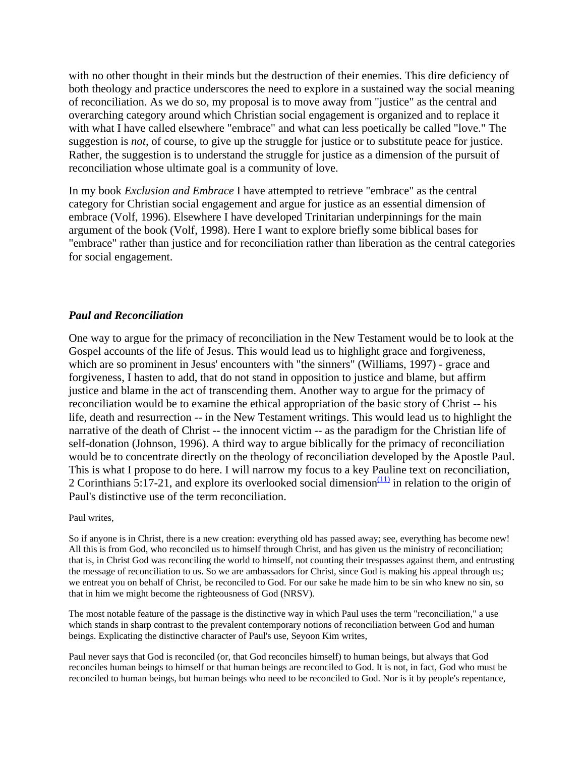with no other thought in their minds but the destruction of their enemies. This dire deficiency of both theology and practice underscores the need to explore in a sustained way the social meaning of reconciliation. As we do so, my proposal is to move away from "justice" as the central and overarching category around which Christian social engagement is organized and to replace it with what I have called elsewhere "embrace" and what can less poetically be called "love." The suggestion is *not*, of course, to give up the struggle for justice or to substitute peace for justice. Rather, the suggestion is to understand the struggle for justice as a dimension of the pursuit of reconciliation whose ultimate goal is a community of love.

In my book *Exclusion and Embrace* I have attempted to retrieve "embrace" as the central category for Christian social engagement and argue for justice as an essential dimension of embrace (Volf, 1996). Elsewhere I have developed Trinitarian underpinnings for the main argument of the book (Volf, 1998). Here I want to explore briefly some biblical bases for "embrace" rather than justice and for reconciliation rather than liberation as the central categories for social engagement.

## *Paul and Reconciliation*

One way to argue for the primacy of reconciliation in the New Testament would be to look at the Gospel accounts of the life of Jesus. This would lead us to highlight grace and forgiveness, which are so prominent in Jesus' encounters with "the sinners" (Williams, 1997) - grace and forgiveness, I hasten to add, that do not stand in opposition to justice and blame, but affirm justice and blame in the act of transcending them. Another way to argue for the primacy of reconciliation would be to examine the ethical appropriation of the basic story of Christ -- his life, death and resurrection -- in the New Testament writings. This would lead us to highlight the narrative of the death of Christ -- the innocent victim -- as the paradigm for the Christian life of self-donation (Johnson, 1996). A third way to argue biblically for the primacy of reconciliation would be to concentrate directly on the theology of reconciliation developed by the Apostle Paul. This is what I propose to do here. I will narrow my focus to a key Pauline text on reconciliation, 2 Corinthians 5:17-21, and explore its overlooked social dimension[(11)] in relation to the origin of Paul's distinctive use of the term reconciliation.

Paul writes,

So if anyone is in Christ, there is a new creation: everything old has passed away; see, everything has become new! All this is from God, who reconciled us to himself through Christ, and has given us the ministry of reconciliation; that is, in Christ God was reconciling the world to himself, not counting their trespasses against them, and entrusting the message of reconciliation to us. So we are ambassadors for Christ, since God is making his appeal through us; we entreat you on behalf of Christ, be reconciled to God. For our sake he made him to be sin who knew no sin, so that in him we might become the righteousness of God (NRSV).

The most notable feature of the passage is the distinctive way in which Paul uses the term "reconciliation," a use which stands in sharp contrast to the prevalent contemporary notions of reconciliation between God and human beings. Explicating the distinctive character of Paul's use, Seyoon Kim writes,

Paul never says that God is reconciled (or, that God reconciles himself) to human beings, but always that God reconciles human beings to himself or that human beings are reconciled to God. It is not, in fact, God who must be reconciled to human beings, but human beings who need to be reconciled to God. Nor is it by people's repentance,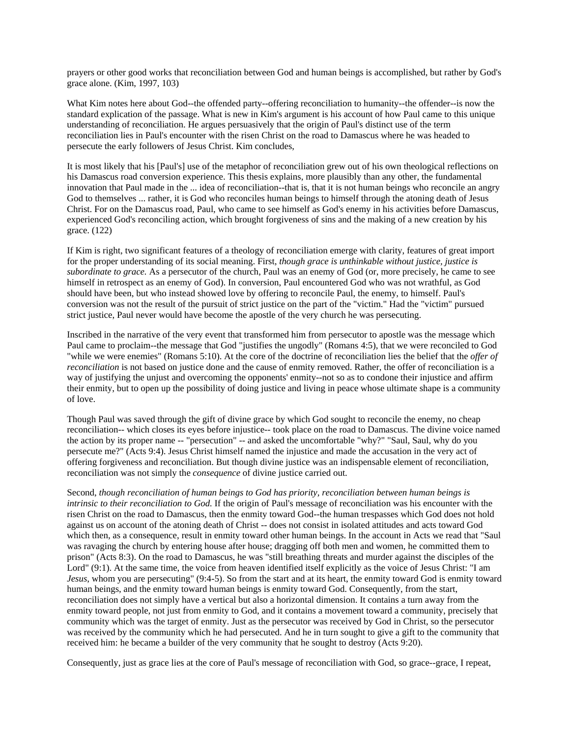prayers or other good works that reconciliation between God and human beings is accomplished, but rather by God's grace alone. (Kim, 1997, 103)

What Kim notes here about God--the offended party--offering reconciliation to humanity--the offender--is now the standard explication of the passage. What is new in Kim's argument is his account of how Paul came to this unique understanding of reconciliation. He argues persuasively that the origin of Paul's distinct use of the term reconciliation lies in Paul's encounter with the risen Christ on the road to Damascus where he was headed to persecute the early followers of Jesus Christ. Kim concludes,

It is most likely that his [Paul's] use of the metaphor of reconciliation grew out of his own theological reflections on his Damascus road conversion experience. This thesis explains, more plausibly than any other, the fundamental innovation that Paul made in the ... idea of reconciliation--that is, that it is not human beings who reconcile an angry God to themselves ... rather, it is God who reconciles human beings to himself through the atoning death of Jesus Christ. For on the Damascus road, Paul, who came to see himself as God's enemy in his activities before Damascus, experienced God's reconciling action, which brought forgiveness of sins and the making of a new creation by his grace. (122)

If Kim is right, two significant features of a theology of reconciliation emerge with clarity, features of great import for the proper understanding of its social meaning. First, *though grace is unthinkable without justice, justice is subordinate to grace.* As a persecutor of the church, Paul was an enemy of God (or, more precisely, he came to see himself in retrospect as an enemy of God). In conversion, Paul encountered God who was not wrathful, as God should have been, but who instead showed love by offering to reconcile Paul, the enemy, to himself. Paul's conversion was not the result of the pursuit of strict justice on the part of the "victim." Had the "victim" pursued strict justice, Paul never would have become the apostle of the very church he was persecuting.

Inscribed in the narrative of the very event that transformed him from persecutor to apostle was the message which Paul came to proclaim--the message that God "justifies the ungodly" (Romans 4:5), that we were reconciled to God "while we were enemies" (Romans 5:10). At the core of the doctrine of reconciliation lies the belief that the *offer of reconciliation* is not based on justice done and the cause of enmity removed. Rather, the offer of reconciliation is a way of justifying the unjust and overcoming the opponents' enmity--not so as to condone their injustice and affirm their enmity, but to open up the possibility of doing justice and living in peace whose ultimate shape is a community of love.

Though Paul was saved through the gift of divine grace by which God sought to reconcile the enemy, no cheap reconciliation-- which closes its eyes before injustice-- took place on the road to Damascus. The divine voice named the action by its proper name -- "persecution" -- and asked the uncomfortable "why?" "Saul, Saul, why do you persecute me?" (Acts 9:4). Jesus Christ himself named the injustice and made the accusation in the very act of offering forgiveness and reconciliation. But though divine justice was an indispensable element of reconciliation, reconciliation was not simply the *consequence* of divine justice carried out.

Second, *though reconciliation of human beings to God has priority, reconciliation between human beings is intrinsic to their reconciliation to God.* If the origin of Paul's message of reconciliation was his encounter with the risen Christ on the road to Damascus, then the enmity toward God--the human trespasses which God does not hold against us on account of the atoning death of Christ -- does not consist in isolated attitudes and acts toward God which then, as a consequence, result in enmity toward other human beings. In the account in Acts we read that "Saul was ravaging the church by entering house after house; dragging off both men and women, he committed them to prison" (Acts 8:3). On the road to Damascus, he was "still breathing threats and murder against the disciples of the Lord" (9:1). At the same time, the voice from heaven identified itself explicitly as the voice of Jesus Christ: "I am *Jesus*, whom you are persecuting" (9:4-5). So from the start and at its heart, the enmity toward God is enmity toward human beings, and the enmity toward human beings is enmity toward God. Consequently, from the start, reconciliation does not simply have a vertical but also a horizontal dimension. It contains a turn away from the enmity toward people, not just from enmity to God, and it contains a movement toward a community, precisely that community which was the target of enmity. Just as the persecutor was received by God in Christ, so the persecutor was received by the community which he had persecuted. And he in turn sought to give a gift to the community that received him: he became a builder of the very community that he sought to destroy (Acts 9:20).

Consequently, just as grace lies at the core of Paul's message of reconciliation with God, so grace--grace, I repeat,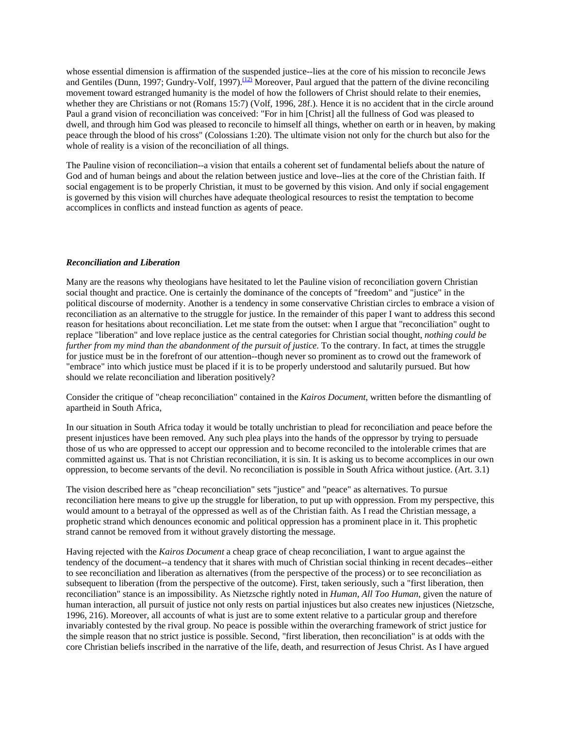whose essential dimension is affirmation of the suspended justice--lies at the core of his mission to reconcile Jews and Gentiles (Dunn, 1997; Gundry-Volf, 1997).[12] Moreover, Paul argued that the pattern of the divine reconciling movement toward estranged humanity is the model of how the followers of Christ should relate to their enemies, whether they are Christians or not (Romans 15:7) (Volf, 1996, 28f.). Hence it is no accident that in the circle around Paul a grand vision of reconciliation was conceived: "For in him [Christ] all the fullness of God was pleased to dwell, and through him God was pleased to reconcile to himself all things, whether on earth or in heaven, by making peace through the blood of his cross" (Colossians 1:20). The ultimate vision not only for the church but also for the whole of reality is a vision of the reconciliation of all things.

The Pauline vision of reconciliation--a vision that entails a coherent set of fundamental beliefs about the nature of God and of human beings and about the relation between justice and love--lies at the core of the Christian faith. If social engagement is to be properly Christian, it must to be governed by this vision. And only if social engagement is governed by this vision will churches have adequate theological resources to resist the temptation to become accomplices in conflicts and instead function as agents of peace.

### ***Reconciliation and Liberation***

Many are the reasons why theologians have hesitated to let the Pauline vision of reconciliation govern Christian social thought and practice. One is certainly the dominance of the concepts of "freedom" and "justice" in the political discourse of modernity. Another is a tendency in some conservative Christian circles to embrace a vision of reconciliation as an alternative to the struggle for justice. In the remainder of this paper I want to address this second reason for hesitations about reconciliation. Let me state from the outset: when I argue that "reconciliation" ought to replace "liberation" and love replace justice as the central categories for Christian social thought, *nothing could be further from my mind than the abandonment of the pursuit of justice*. To the contrary. In fact, at times the struggle for justice must be in the forefront of our attention--though never so prominent as to crowd out the framework of "embrace" into which justice must be placed if it is to be properly understood and salutarily pursued. But how should we relate reconciliation and liberation positively?

Consider the critique of "cheap reconciliation" contained in the *Kairos Document*, written before the dismantling of apartheid in South Africa,

In our situation in South Africa today it would be totally unchristian to plead for reconciliation and peace before the present injustices have been removed. Any such plea plays into the hands of the oppressor by trying to persuade those of us who are oppressed to accept our oppression and to become reconciled to the intolerable crimes that are committed against us. That is not Christian reconciliation, it is sin. It is asking us to become accomplices in our own oppression, to become servants of the devil. No reconciliation is possible in South Africa without justice. (Art. 3.1)

The vision described here as "cheap reconciliation" sets "justice" and "peace" as alternatives. To pursue reconciliation here means to give up the struggle for liberation, to put up with oppression. From my perspective, this would amount to a betrayal of the oppressed as well as of the Christian faith. As I read the Christian message, a prophetic strand which denounces economic and political oppression has a prominent place in it. This prophetic strand cannot be removed from it without gravely distorting the message.

Having rejected with the *Kairos Document* a cheap grace of cheap reconciliation, I want to argue against the tendency of the document--a tendency that it shares with much of Christian social thinking in recent decades--either to see reconciliation and liberation as alternatives (from the perspective of the process) or to see reconciliation as subsequent to liberation (from the perspective of the outcome). First, taken seriously, such a "first liberation, then reconciliation" stance is an impossibility. As Nietzsche rightly noted in *Human, All Too Human*, given the nature of human interaction, all pursuit of justice not only rests on partial injustices but also creates new injustices (Nietzsche, 1996, 216). Moreover, all accounts of what is just are to some extent relative to a particular group and therefore invariably contested by the rival group. No peace is possible within the overarching framework of strict justice for the simple reason that no strict justice is possible. Second, "first liberation, then reconciliation" is at odds with the core Christian beliefs inscribed in the narrative of the life, death, and resurrection of Jesus Christ. As I have argued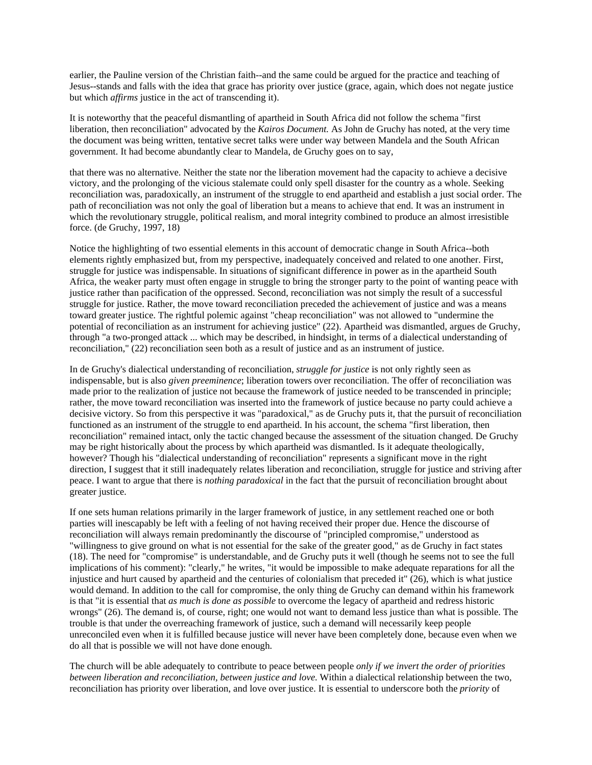earlier, the Pauline version of the Christian faith--and the same could be argued for the practice and teaching of Jesus--stands and falls with the idea that grace has priority over justice (grace, again, which does not negate justice but which *affirms* justice in the act of transcending it).

It is noteworthy that the peaceful dismantling of apartheid in South Africa did not follow the schema "first liberation, then reconciliation" advocated by the *Kairos Document.* As John de Gruchy has noted, at the very time the document was being written, tentative secret talks were under way between Mandela and the South African government. It had become abundantly clear to Mandela, de Gruchy goes on to say,

that there was no alternative. Neither the state nor the liberation movement had the capacity to achieve a decisive victory, and the prolonging of the vicious stalemate could only spell disaster for the country as a whole. Seeking reconciliation was, paradoxically, an instrument of the struggle to end apartheid and establish a just social order. The path of reconciliation was not only the goal of liberation but a means to achieve that end. It was an instrument in which the revolutionary struggle, political realism, and moral integrity combined to produce an almost irresistible force. (de Gruchy, 1997, 18)

Notice the highlighting of two essential elements in this account of democratic change in South Africa--both elements rightly emphasized but, from my perspective, inadequately conceived and related to one another. First, struggle for justice was indispensable. In situations of significant difference in power as in the apartheid South Africa, the weaker party must often engage in struggle to bring the stronger party to the point of wanting peace with justice rather than pacification of the oppressed. Second, reconciliation was not simply the result of a successful struggle for justice. Rather, the move toward reconciliation preceded the achievement of justice and was a means toward greater justice. The rightful polemic against "cheap reconciliation" was not allowed to "undermine the potential of reconciliation as an instrument for achieving justice" (22). Apartheid was dismantled, argues de Gruchy, through "a two-pronged attack ... which may be described, in hindsight, in terms of a dialectical understanding of reconciliation," (22) reconciliation seen both as a result of justice and as an instrument of justice.

In de Gruchy's dialectical understanding of reconciliation, *struggle for justice* is not only rightly seen as indispensable, but is also *given preeminence*; liberation towers over reconciliation. The offer of reconciliation was made prior to the realization of justice not because the framework of justice needed to be transcended in principle; rather, the move toward reconciliation was inserted into the framework of justice because no party could achieve a decisive victory. So from this perspective it was "paradoxical," as de Gruchy puts it, that the pursuit of reconciliation functioned as an instrument of the struggle to end apartheid. In his account, the schema "first liberation, then reconciliation" remained intact, only the tactic changed because the assessment of the situation changed. De Gruchy may be right historically about the process by which apartheid was dismantled. Is it adequate theologically, however? Though his "dialectical understanding of reconciliation" represents a significant move in the right direction, I suggest that it still inadequately relates liberation and reconciliation, struggle for justice and striving after peace. I want to argue that there is *nothing paradoxical* in the fact that the pursuit of reconciliation brought about greater justice.

If one sets human relations primarily in the larger framework of justice, in any settlement reached one or both parties will inescapably be left with a feeling of not having received their proper due. Hence the discourse of reconciliation will always remain predominantly the discourse of "principled compromise," understood as "willingness to give ground on what is not essential for the sake of the greater good," as de Gruchy in fact states (18). The need for "compromise" is understandable, and de Gruchy puts it well (though he seems not to see the full implications of his comment): "clearly," he writes, "it would be impossible to make adequate reparations for all the injustice and hurt caused by apartheid and the centuries of colonialism that preceded it" (26), which is what justice would demand. In addition to the call for compromise, the only thing de Gruchy can demand within his framework is that "it is essential that *as much is done as possible* to overcome the legacy of apartheid and redress historic wrongs" (26). The demand is, of course, right; one would not want to demand less justice than what is possible. The trouble is that under the overreaching framework of justice, such a demand will necessarily keep people unreconciled even when it is fulfilled because justice will never have been completely done, because even when we do all that is possible we will not have done enough.

The church will be able adequately to contribute to peace between people *only if we invert the order of priorities between liberation and reconciliation, between justice and love.* Within a dialectical relationship between the two, reconciliation has priority over liberation, and love over justice. It is essential to underscore both the *priority* of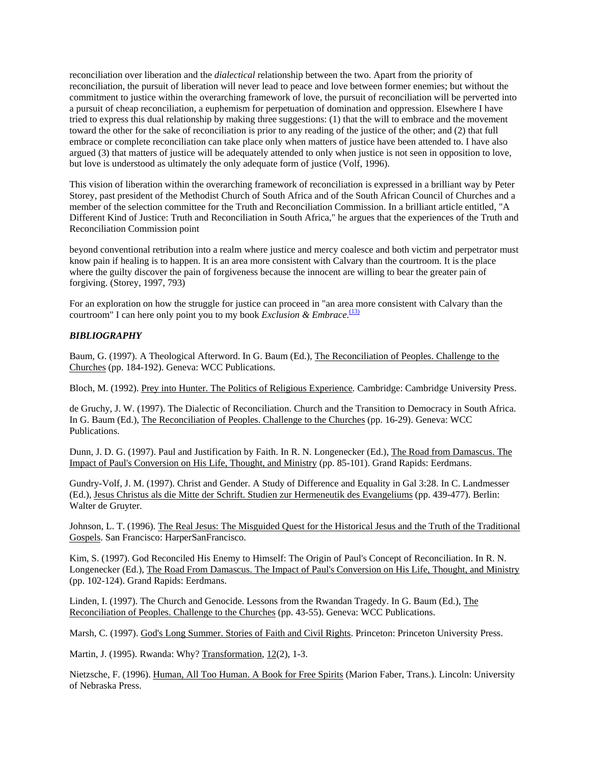reconciliation over liberation and the *dialectical* relationship between the two. Apart from the priority of reconciliation, the pursuit of liberation will never lead to peace and love between former enemies; but without the commitment to justice within the overarching framework of love, the pursuit of reconciliation will be perverted into a pursuit of cheap reconciliation, a euphemism for perpetuation of domination and oppression. Elsewhere I have tried to express this dual relationship by making three suggestions: (1) that the will to embrace and the movement toward the other for the sake of reconciliation is prior to any reading of the justice of the other; and (2) that full embrace or complete reconciliation can take place only when matters of justice have been attended to. I have also argued (3) that matters of justice will be adequately attended to only when justice is not seen in opposition to love, but love is understood as ultimately the only adequate form of justice (Volf, 1996).

This vision of liberation within the overarching framework of reconciliation is expressed in a brilliant way by Peter Storey, past president of the Methodist Church of South Africa and of the South African Council of Churches and a member of the selection committee for the Truth and Reconciliation Commission. In a brilliant article entitled, "A Different Kind of Justice: Truth and Reconciliation in South Africa," he argues that the experiences of the Truth and Reconciliation Commission point

beyond conventional retribution into a realm where justice and mercy coalesce and both victim and perpetrator must know pain if healing is to happen. It is an area more consistent with Calvary than the courtroom. It is the place where the guilty discover the pain of forgiveness because the innocent are willing to bear the greater pain of forgiving. (Storey, 1997, 793)

For an exploration on how the struggle for justice can proceed in "an area more consistent with Calvary than the courtroom" I can here only point you to my book *Exclusion & Embrace*.[(13)]

### *BIBLIOGRAPHY*

Baum, G. (1997). A Theological Afterword. In G. Baum (Ed.), The Reconciliation of Peoples. Challenge to the Churches (pp. 184-192). Geneva: WCC Publications.

Bloch, M. (1992). Prey into Hunter. The Politics of Religious Experience. Cambridge: Cambridge University Press.

de Gruchy, J. W. (1997). The Dialectic of Reconciliation. Church and the Transition to Democracy in South Africa. In G. Baum (Ed.), The Reconciliation of Peoples. Challenge to the Churches (pp. 16-29). Geneva: WCC Publications.

Dunn, J. D. G. (1997). Paul and Justification by Faith. In R. N. Longenecker (Ed.), The Road from Damascus. The Impact of Paul's Conversion on His Life, Thought, and Ministry (pp. 85-101). Grand Rapids: Eerdmans.

Gundry-Volf, J. M. (1997). Christ and Gender. A Study of Difference and Equality in Gal 3:28. In C. Landmesser (Ed.), Jesus Christus als die Mitte der Schrift. Studien zur Hermeneutik des Evangeliums (pp. 439-477). Berlin: Walter de Gruyter.

Johnson, L. T. (1996). The Real Jesus: The Misguided Quest for the Historical Jesus and the Truth of the Traditional Gospels. San Francisco: HarperSanFrancisco.

Kim, S. (1997). God Reconciled His Enemy to Himself: The Origin of Paul's Concept of Reconciliation. In R. N. Longenecker (Ed.), The Road From Damascus. The Impact of Paul's Conversion on His Life, Thought, and Ministry (pp. 102-124). Grand Rapids: Eerdmans.

Linden, I. (1997). The Church and Genocide. Lessons from the Rwandan Tragedy. In G. Baum (Ed.), The Reconciliation of Peoples. Challenge to the Churches (pp. 43-55). Geneva: WCC Publications.

Marsh, C. (1997). God's Long Summer. Stories of Faith and Civil Rights. Princeton: Princeton University Press.

Martin, J. (1995). Rwanda: Why? Transformation, 12(2), 1-3.

Nietzsche, F. (1996). Human, All Too Human. A Book for Free Spirits (Marion Faber, Trans.). Lincoln: University of Nebraska Press.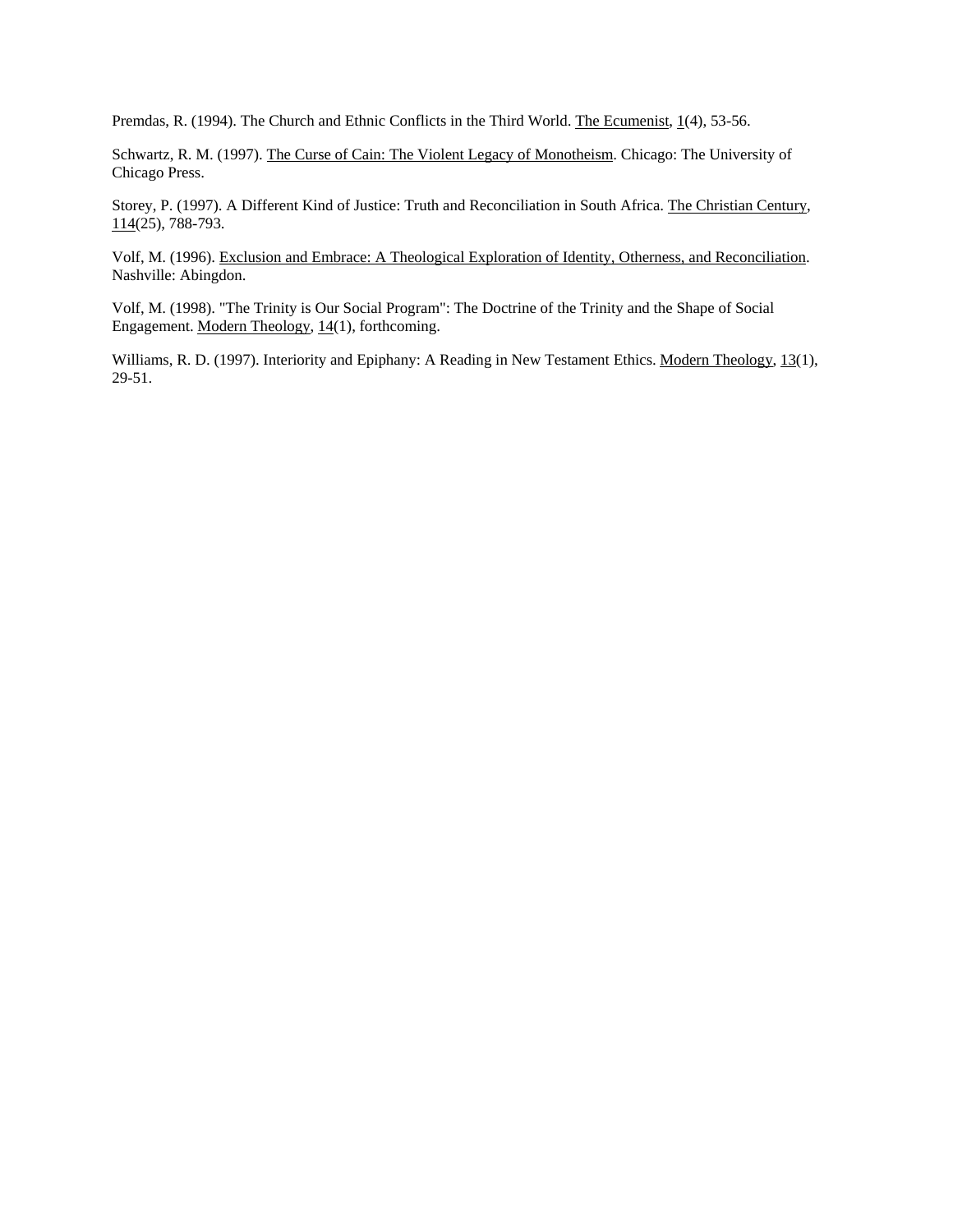Premdas, R. (1994). The Church and Ethnic Conflicts in the Third World. The Ecumenist, 1(4), 53-56.

Schwartz, R. M. (1997). The Curse of Cain: The Violent Legacy of Monotheism. Chicago: The University of Chicago Press.

Storey, P. (1997). A Different Kind of Justice: Truth and Reconciliation in South Africa. The Christian Century, 114(25), 788-793.

Volf, M. (1996). Exclusion and Embrace: A Theological Exploration of Identity, Otherness, and Reconciliation. Nashville: Abingdon.

Volf, M. (1998). "The Trinity is Our Social Program": The Doctrine of the Trinity and the Shape of Social Engagement. Modern Theology, 14(1), forthcoming.

Williams, R. D. (1997). Interiority and Epiphany: A Reading in New Testament Ethics. Modern Theology, 13(1), 29-51.